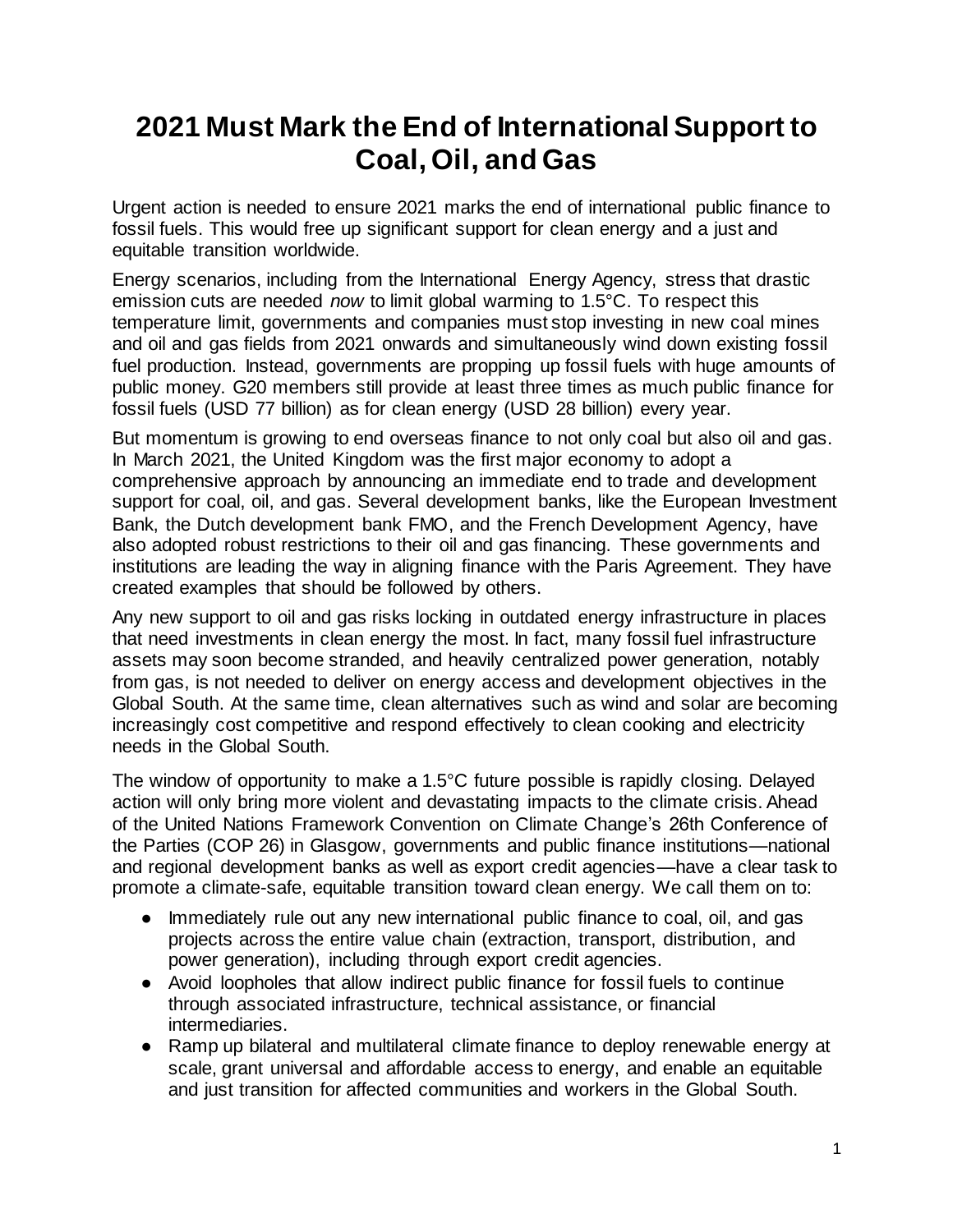# 2021 Must Mark the End of International Support to Coal, Oil, and Gas

Urgent action is needed to ensure 2021 marks the end of international public finance to fossil fuels. This would free up significant support for clean energy and a just and equitable transition worldwide.

Energy scenarios, including from the International Energy Agency, stress that drastic emission cuts are needed *now* to limit global warming to 1.5°C. To respect this temperature limit, governments and companies must stop investing in new coal mines and oil and gas fields from 2021 onwards and simultaneously wind down existing fossil fuel production. Instead, governments are propping up fossil fuels with huge amounts of public money. G20 members still provide at least three times as much public finance for fossil fuels (USD 77 billion) as for clean energy (USD 28 billion) every year.

But momentum is growing to end overseas finance to not only coal but also oil and gas. In March 2021, the United Kingdom was the first major economy to adopt a comprehensive approach by announcing an immediate end to trade and development support for coal, oil, and gas. Several development banks, like the European Investment Bank, the Dutch development bank FMO, and the French Development Agency, have also adopted robust restrictions to their oil and gas financing. These governments and institutions are leading the way in aligning finance with the Paris Agreement. They have created examples that should be followed by others.

Any new support to oil and gas risks locking in outdated energy infrastructure in places that need investments in clean energy the most. In fact, many fossil fuel infrastructure assets may soon become stranded, and heavily centralized power generation, notably from gas, is not needed to deliver on energy access and development objectives in the Global South. At the same time, clean alternatives such as wind and solar are becoming increasingly cost competitive and respond effectively to clean cooking and electricity needs in the Global South.

The window of opportunity to make a 1.5°C future possible is rapidly closing. Delayed action will only bring more violent and devastating impacts to the climate crisis. Ahead of the United Nations Framework Convention on Climate Change's 26th Conference of the Parties (COP 26) in Glasgow, governments and public finance institutions—national and regional development banks as well as export credit agencies—have a clear task to promote a climate-safe, equitable transition toward clean energy. We call them on to:

- Immediately rule out any new international public finance to coal, oil, and gas projects across the entire value chain (extraction, transport, distribution, and power generation), including through export credit agencies.
- Avoid loopholes that allow indirect public finance for fossil fuels to continue through associated infrastructure, technical assistance, or financial intermediaries.
- Ramp up bilateral and multilateral climate finance to deploy renewable energy at scale, grant universal and affordable access to energy, and enable an equitable and just transition for affected communities and workers in the Global South.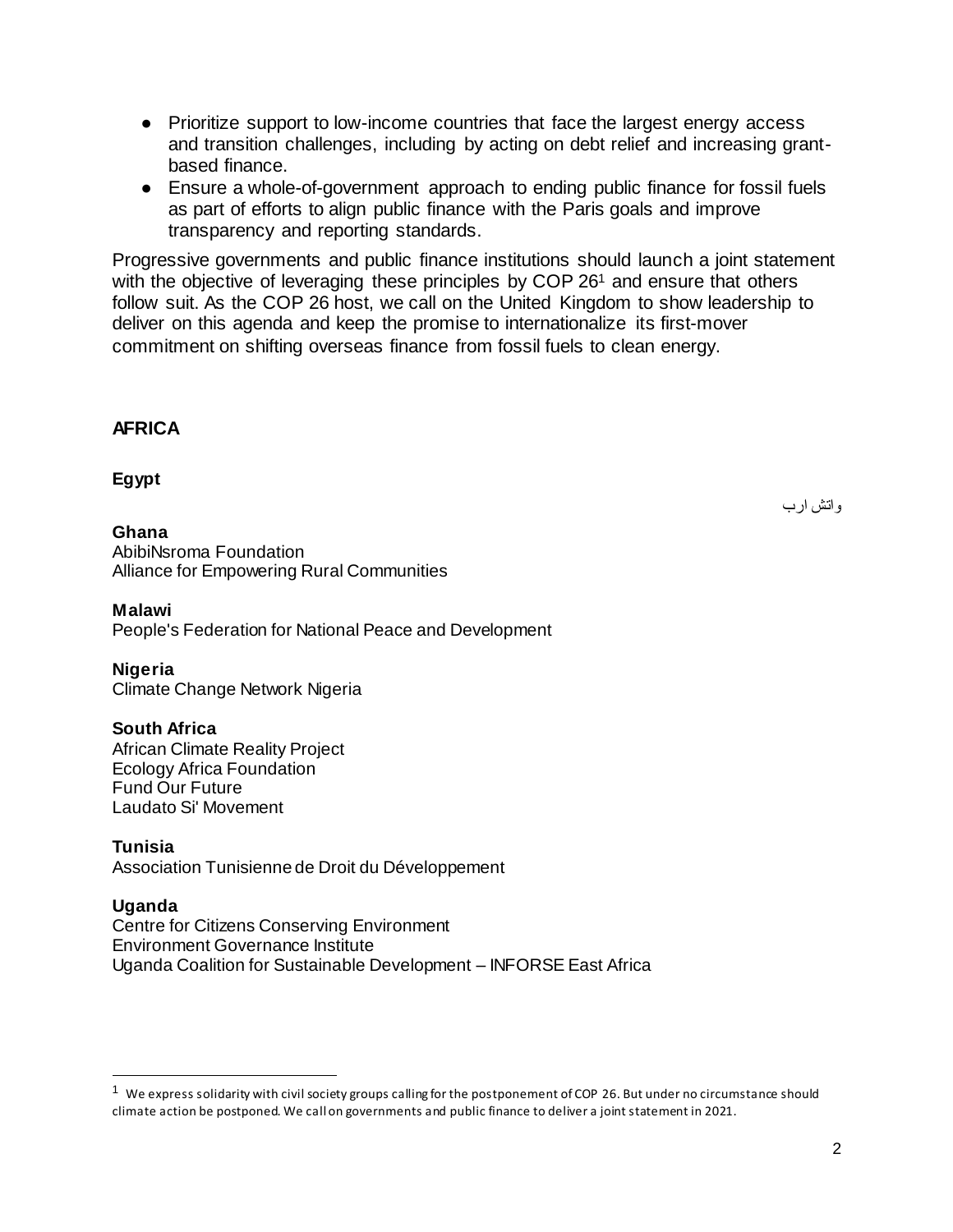- Prioritize support to low-income countries that face the largest energy access and transition challenges, including by acting on debt relief and increasing grant-based finance.
- Ensure a whole-of-government approach to ending public finance for fossil fuels as part of efforts to align public finance with the Paris goals and improve transparency and reporting standards.

Progressive governments and public finance institutions should launch a joint statement with the objective of leveraging these principles by COP 26[1] and ensure that others follow suit. As the COP 26 host, we call on the United Kingdom to show leadership to deliver on this agenda and keep the promise to internationalize its first-mover commitment on shifting overseas finance from fossil fuels to clean energy.

## AFRICA

### Egypt

واتش ارب

### Ghana

AbibiNsroma Foundation
Alliance for Empowering Rural Communities

### Malawi

People's Federation for National Peace and Development

### Nigeria

Climate Change Network Nigeria

### South Africa

African Climate Reality Project
Ecology Africa Foundation
Fund Our Future
Laudato Si' Movement

### Tunisia

Association Tunisienne de Droit du Développement

### Uganda

Centre for Citizens Conserving Environment
Environment Governance Institute
Uganda Coalition for Sustainable Development – INFORSE East Africa

---

[1] We express solidarity with civil society groups calling for the postponement of COP 26. But under no circumstance should climate action be postponed. We call on governments and public finance to deliver a joint statement in 2021.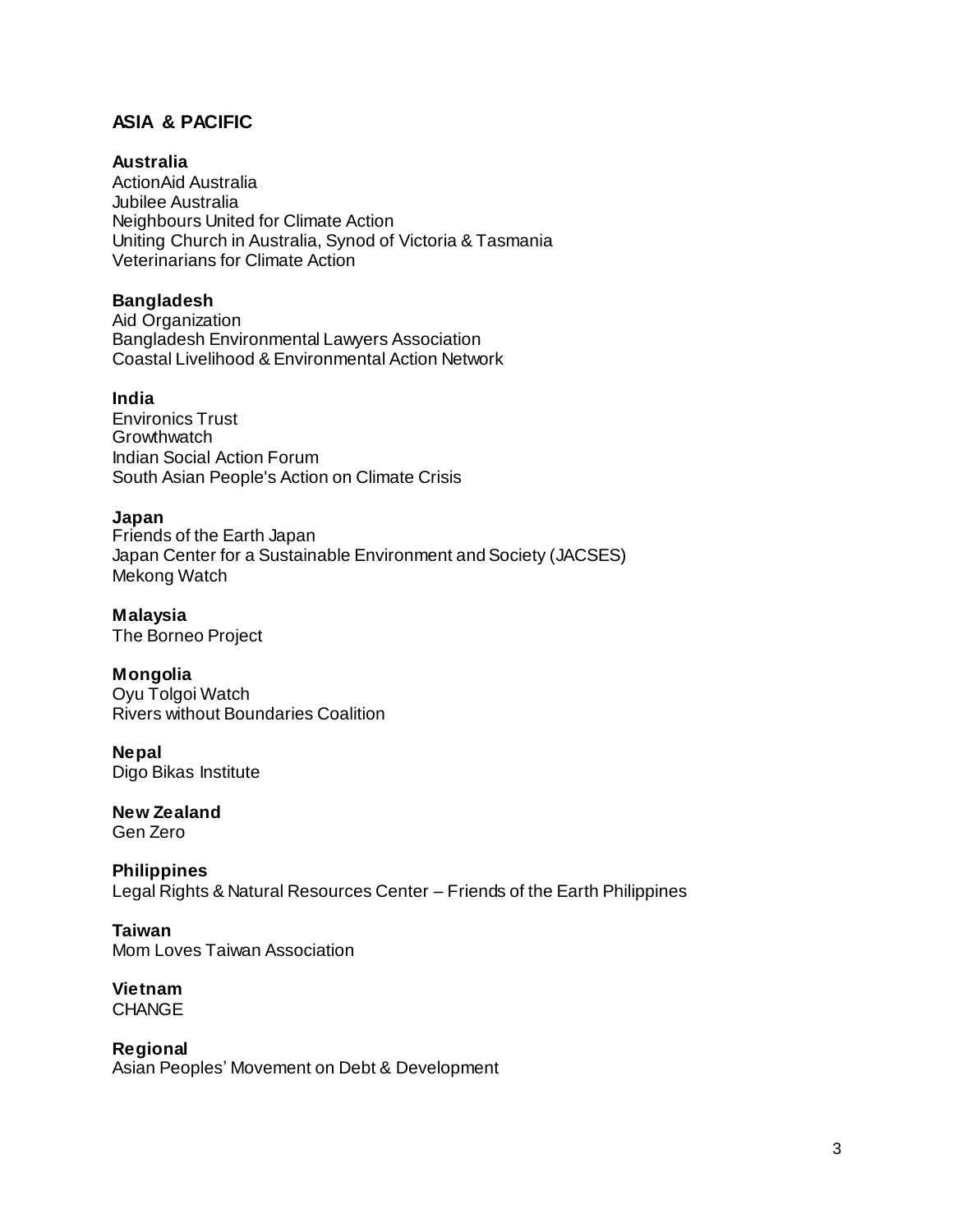## ASIA & PACIFIC

**Australia**
ActionAid Australia
Jubilee Australia
Neighbours United for Climate Action
Uniting Church in Australia, Synod of Victoria & Tasmania
Veterinarians for Climate Action

**Bangladesh**
Aid Organization
Bangladesh Environmental Lawyers Association
Coastal Livelihood & Environmental Action Network

**India**
Environics Trust
Growthwatch
Indian Social Action Forum
South Asian People's Action on Climate Crisis

**Japan**
Friends of the Earth Japan
Japan Center for a Sustainable Environment and Society (JACSES)
Mekong Watch

**Malaysia**
The Borneo Project

**Mongolia**
Oyu Tolgoi Watch
Rivers without Boundaries Coalition

**Nepal**
Digo Bikas Institute

**New Zealand**
Gen Zero

**Philippines**
Legal Rights & Natural Resources Center – Friends of the Earth Philippines

**Taiwan**
Mom Loves Taiwan Association

**Vietnam**
CHANGE

**Regional**
Asian Peoples' Movement on Debt & Development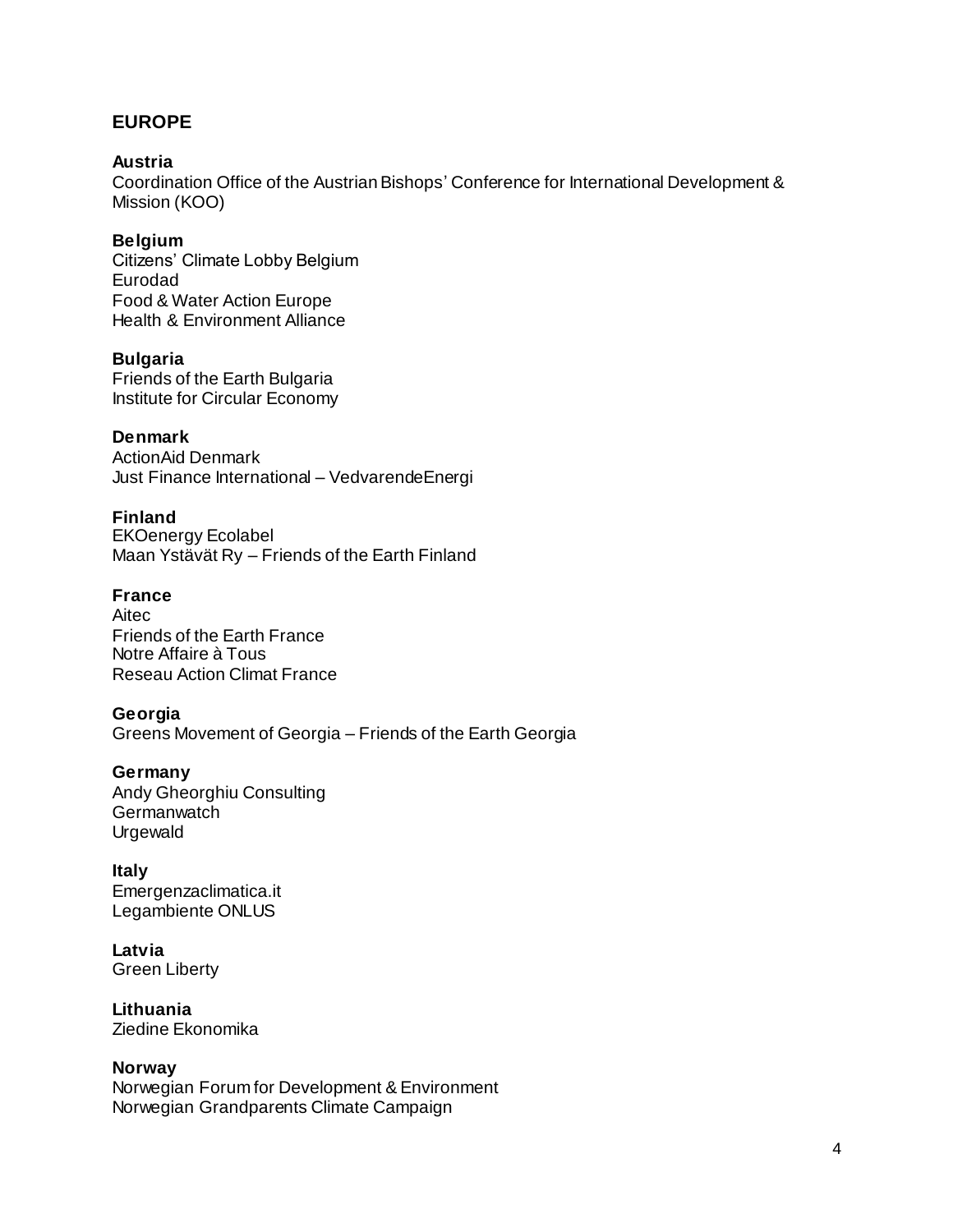## EUROPE

**Austria**
Coordination Office of the Austrian Bishops' Conference for International Development & Mission (KOO)

**Belgium**
Citizens' Climate Lobby Belgium
Eurodad
Food & Water Action Europe
Health & Environment Alliance

**Bulgaria**
Friends of the Earth Bulgaria
Institute for Circular Economy

**Denmark**
ActionAid Denmark
Just Finance International – VedvarendeEnergi

**Finland**
EKOenergy Ecolabel
Maan Ystävät Ry – Friends of the Earth Finland

**France**
Aitec
Friends of the Earth France
Notre Affaire à Tous
Reseau Action Climat France

**Georgia**
Greens Movement of Georgia – Friends of the Earth Georgia

**Germany**
Andy Gheorghiu Consulting
Germanwatch
Urgewald

**Italy**
Emergenzaclimatica.it
Legambiente ONLUS

**Latvia**
Green Liberty

**Lithuania**
Ziedine Ekonomika

**Norway**
Norwegian Forum for Development & Environment
Norwegian Grandparents Climate Campaign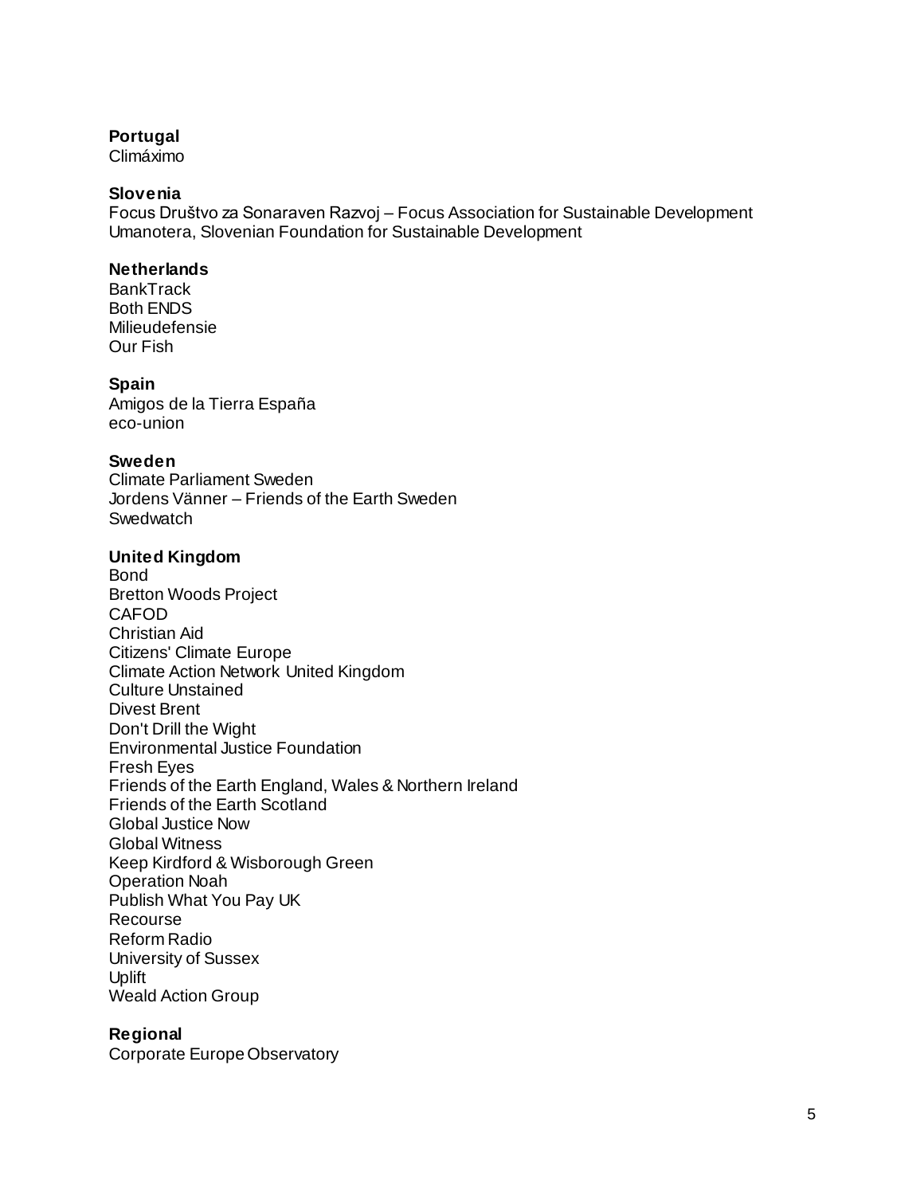**Portugal**
Climáximo

**Slovenia**
Focus Društvo za Sonaraven Razvoj – Focus Association for Sustainable Development
Umanotera, Slovenian Foundation for Sustainable Development

**Netherlands**
BankTrack
Both ENDS
Milieudefensie
Our Fish

**Spain**
Amigos de la Tierra España
eco-union

**Sweden**
Climate Parliament Sweden
Jordens Vänner – Friends of the Earth Sweden
Swedwatch

**United Kingdom**
Bond
Bretton Woods Project
CAFOD
Christian Aid
Citizens' Climate Europe
Climate Action Network United Kingdom
Culture Unstained
Divest Brent
Don't Drill the Wight
Environmental Justice Foundation
Fresh Eyes
Friends of the Earth England, Wales & Northern Ireland
Friends of the Earth Scotland
Global Justice Now
Global Witness
Keep Kirdford & Wisborough Green
Operation Noah
Publish What You Pay UK
Recourse
Reform Radio
University of Sussex
Uplift
Weald Action Group

**Regional**
Corporate Europe Observatory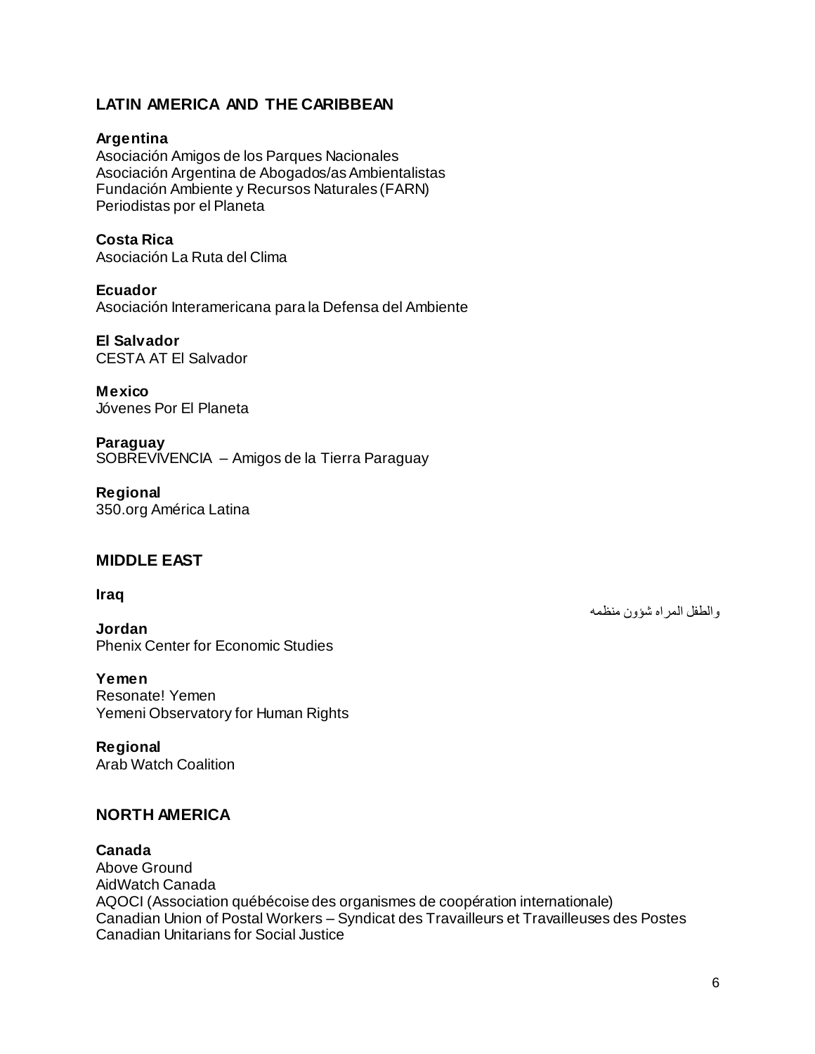## LATIN AMERICA AND THE CARIBBEAN

**Argentina**
Asociación Amigos de los Parques Nacionales
Asociación Argentina de Abogados/as Ambientalistas
Fundación Ambiente y Recursos Naturales (FARN)
Periodistas por el Planeta

**Costa Rica**
Asociación La Ruta del Clima

**Ecuador**
Asociación Interamericana para la Defensa del Ambiente

**El Salvador**
CESTA AT El Salvador

**Mexico**
Jóvenes Por El Planeta

**Paraguay**
SOBREVIVENCIA – Amigos de la Tierra Paraguay

**Regional**
350.org América Latina

## MIDDLE EAST

**Iraq**
منظمه شؤون المراه والطفل

**Jordan**
Phenix Center for Economic Studies

**Yemen**
Resonate! Yemen
Yemeni Observatory for Human Rights

**Regional**
Arab Watch Coalition

## NORTH AMERICA

**Canada**
Above Ground
AidWatch Canada
AQOCI (Association québécoise des organismes de coopération internationale)
Canadian Union of Postal Workers – Syndicat des Travailleurs et Travailleuses des Postes
Canadian Unitarians for Social Justice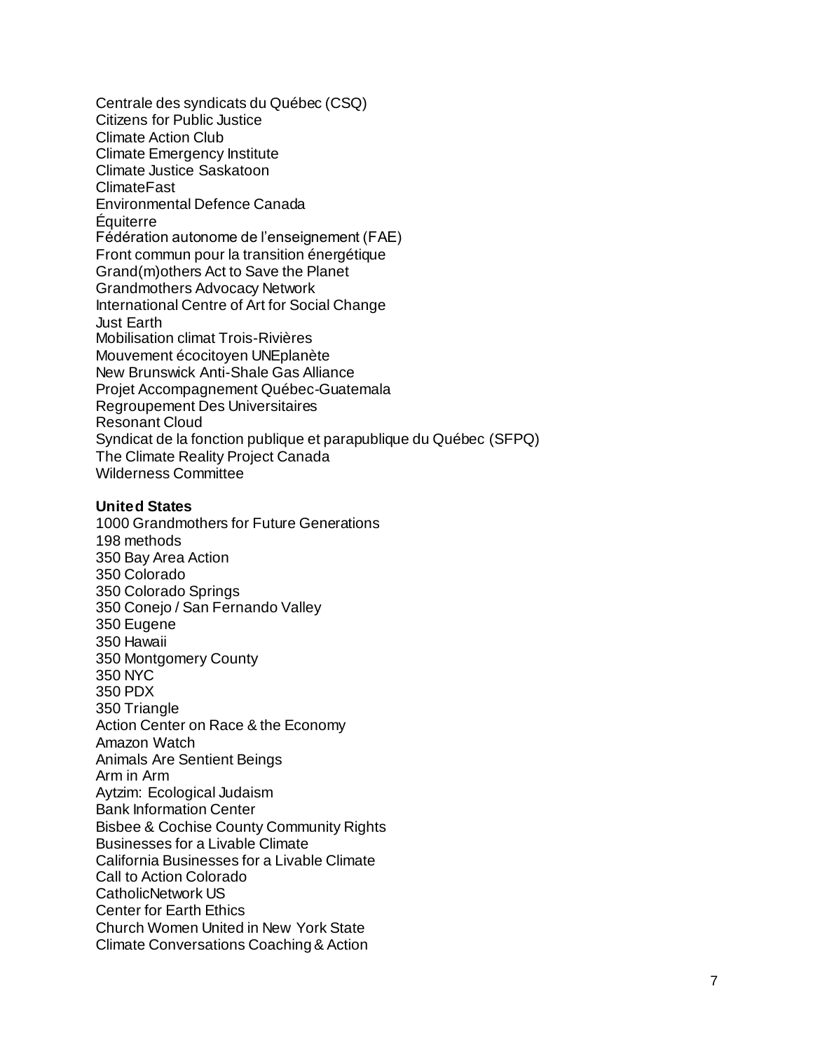Centrale des syndicats du Québec (CSQ)
Citizens for Public Justice
Climate Action Club
Climate Emergency Institute
Climate Justice Saskatoon
ClimateFast
Environmental Defence Canada
Équiterre
Fédération autonome de l'enseignement (FAE)
Front commun pour la transition énergétique
Grand(m)others Act to Save the Planet
Grandmothers Advocacy Network
International Centre of Art for Social Change
Just Earth
Mobilisation climat Trois-Rivières
Mouvement écocitoyen UNEplanète
New Brunswick Anti-Shale Gas Alliance
Projet Accompagnement Québec-Guatemala
Regroupement Des Universitaires
Resonant Cloud
Syndicat de la fonction publique et parapublique du Québec (SFPQ)
The Climate Reality Project Canada
Wilderness Committee

**United States**

1000 Grandmothers for Future Generations
198 methods
350 Bay Area Action
350 Colorado
350 Colorado Springs
350 Conejo / San Fernando Valley
350 Eugene
350 Hawaii
350 Montgomery County
350 NYC
350 PDX
350 Triangle
Action Center on Race & the Economy
Amazon Watch
Animals Are Sentient Beings
Arm in Arm
Aytzim: Ecological Judaism
Bank Information Center
Bisbee & Cochise County Community Rights
Businesses for a Livable Climate
California Businesses for a Livable Climate
Call to Action Colorado
CatholicNetwork US
Center for Earth Ethics
Church Women United in New York State
Climate Conversations Coaching & Action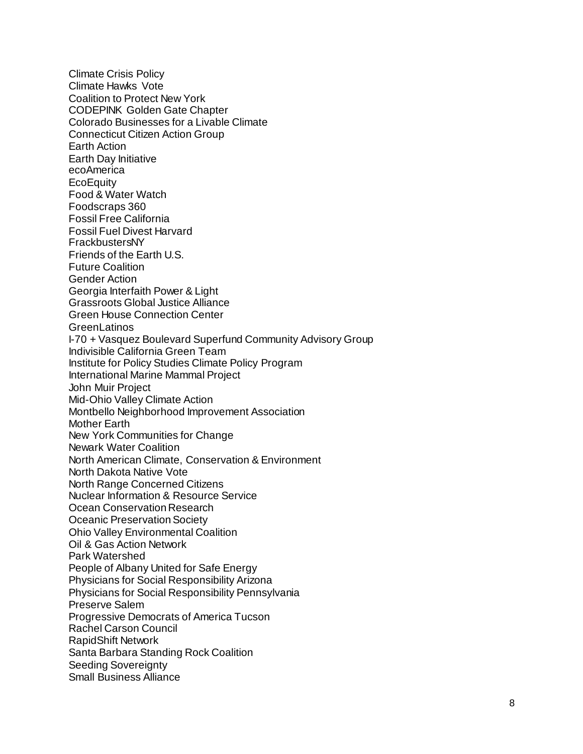Climate Crisis Policy
Climate Hawks Vote
Coalition to Protect New York
CODEPINK Golden Gate Chapter
Colorado Businesses for a Livable Climate
Connecticut Citizen Action Group
Earth Action
Earth Day Initiative
ecoAmerica
EcoEquity
Food & Water Watch
Foodscraps 360
Fossil Free California
Fossil Fuel Divest Harvard
FrackbustersNY
Friends of the Earth U.S.
Future Coalition
Gender Action
Georgia Interfaith Power & Light
Grassroots Global Justice Alliance
Green House Connection Center
GreenLatinos
I-70 + Vasquez Boulevard Superfund Community Advisory Group
Indivisible California Green Team
Institute for Policy Studies Climate Policy Program
International Marine Mammal Project
John Muir Project
Mid-Ohio Valley Climate Action
Montbello Neighborhood Improvement Association
Mother Earth
New York Communities for Change
Newark Water Coalition
North American Climate, Conservation & Environment
North Dakota Native Vote
North Range Concerned Citizens
Nuclear Information & Resource Service
Ocean Conservation Research
Oceanic Preservation Society
Ohio Valley Environmental Coalition
Oil & Gas Action Network
Park Watershed
People of Albany United for Safe Energy
Physicians for Social Responsibility Arizona
Physicians for Social Responsibility Pennsylvania
Preserve Salem
Progressive Democrats of America Tucson
Rachel Carson Council
RapidShift Network
Santa Barbara Standing Rock Coalition
Seeding Sovereignty
Small Business Alliance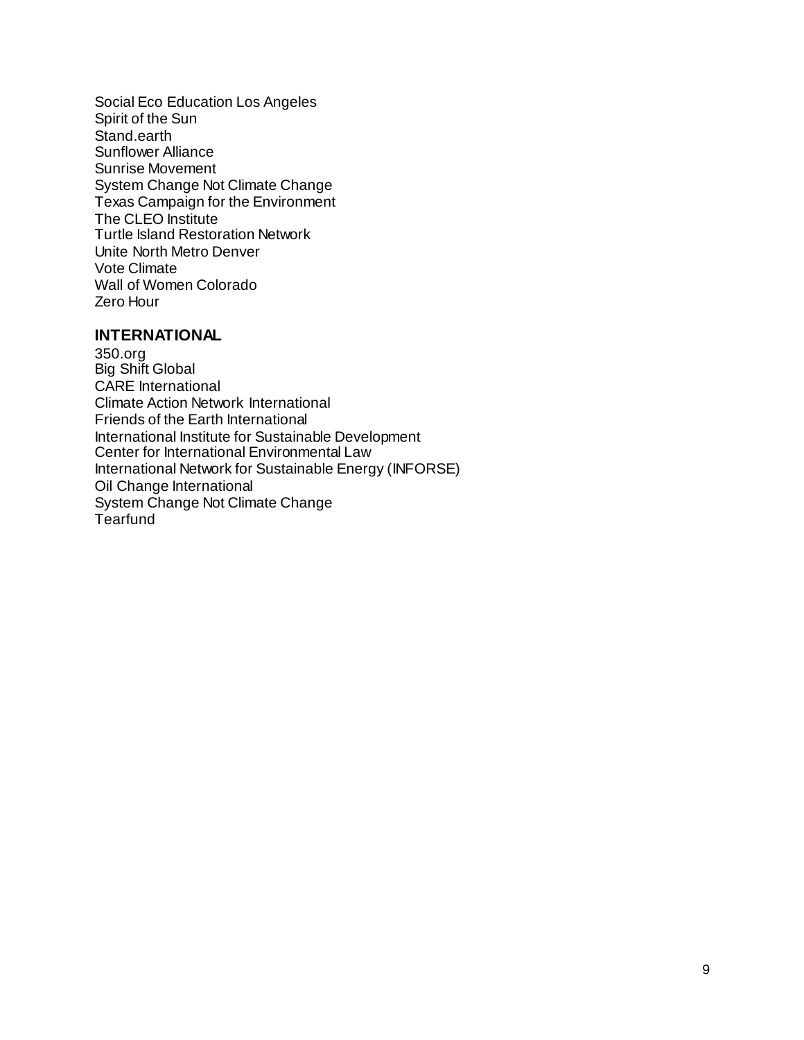Social Eco Education Los Angeles
Spirit of the Sun
Stand.earth
Sunflower Alliance
Sunrise Movement
System Change Not Climate Change
Texas Campaign for the Environment
The CLEO Institute
Turtle Island Restoration Network
Unite North Metro Denver
Vote Climate
Wall of Women Colorado
Zero Hour

**INTERNATIONAL**

350.org
Big Shift Global
CARE International
Climate Action Network International
Friends of the Earth International
International Institute for Sustainable Development
Center for International Environmental Law
International Network for Sustainable Energy (INFORSE)
Oil Change International
System Change Not Climate Change
Tearfund